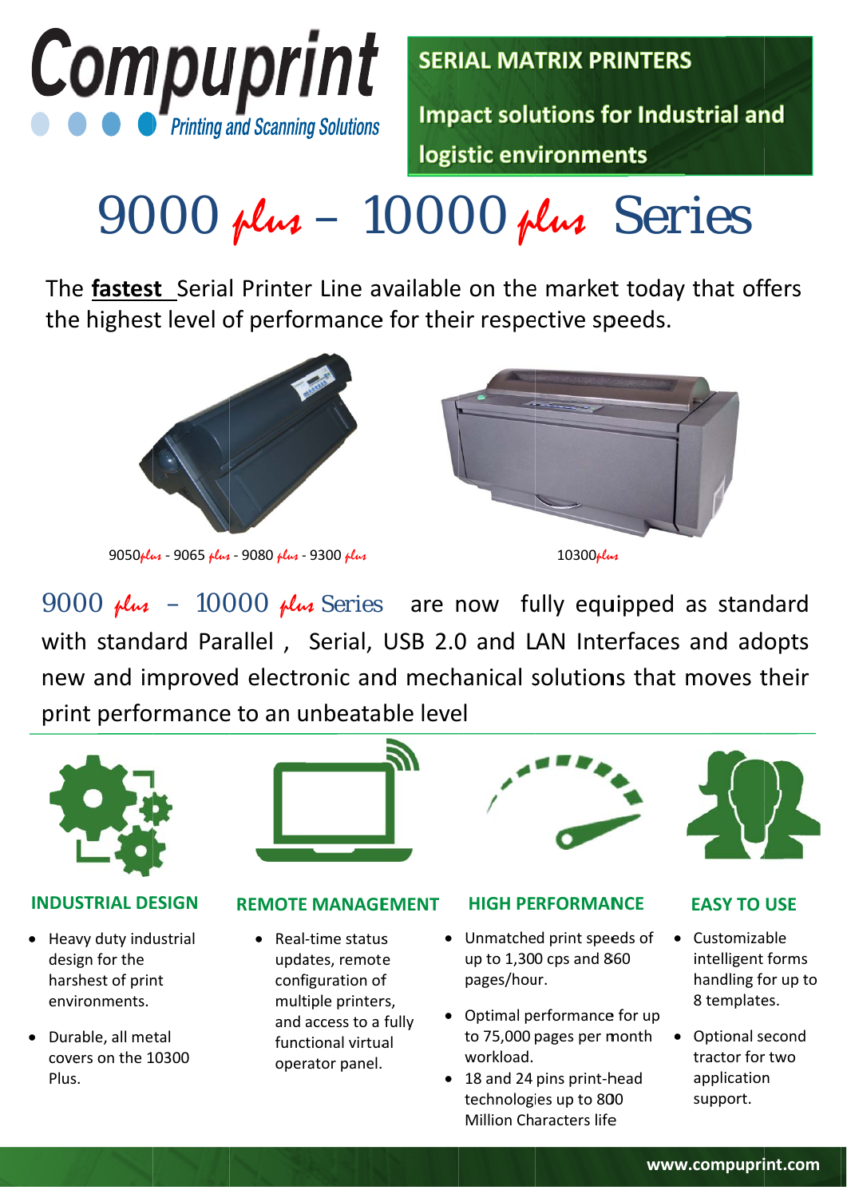# Compuprint

Printing and Scanning Solutions

**SERIAL MATRIX PRINTERS**

**Impact solutions for Industrial and logistic environments**

# 9000 *plus* – 10000 *plus* Series

The **fastest** Serial Printer Line available on the market today that offers the highest level of performance for their respective speeds.

9050*plus* - 9065 *plus* - 9080 *plus* - 9300 *plus*

10300*plus*

9000 *plus* – 10000 *plus* Series are now fully equipped as standard with standard Parallel , Serial, USB 2.0 and LAN Interfaces and adopts new and improved electronic and mechanical solutions that moves their print performance to an unbeatable level

## INDUSTRIAL DESIGN

- Heavy duty industrial design for the harshest of print environments.
- Durable, all metal covers on the 10300 Plus.

## REMOTE MANAGEMENT

- Real-time status updates, remote configuration of multiple printers, and access to a fully functional virtual operator panel.

## HIGH PERFORMANCE

- Unmatched print speeds of up to 1,300 cps and 860 pages/hour.
- Optimal performance for up to 75,000 pages per month workload.
- 18 and 24 pins print-head technologies up to 800 Million Characters life

## EASY TO USE

- Customizable intelligent forms handling for up to 8 templates.
- Optional second tractor for two application support.

www.compuprint.com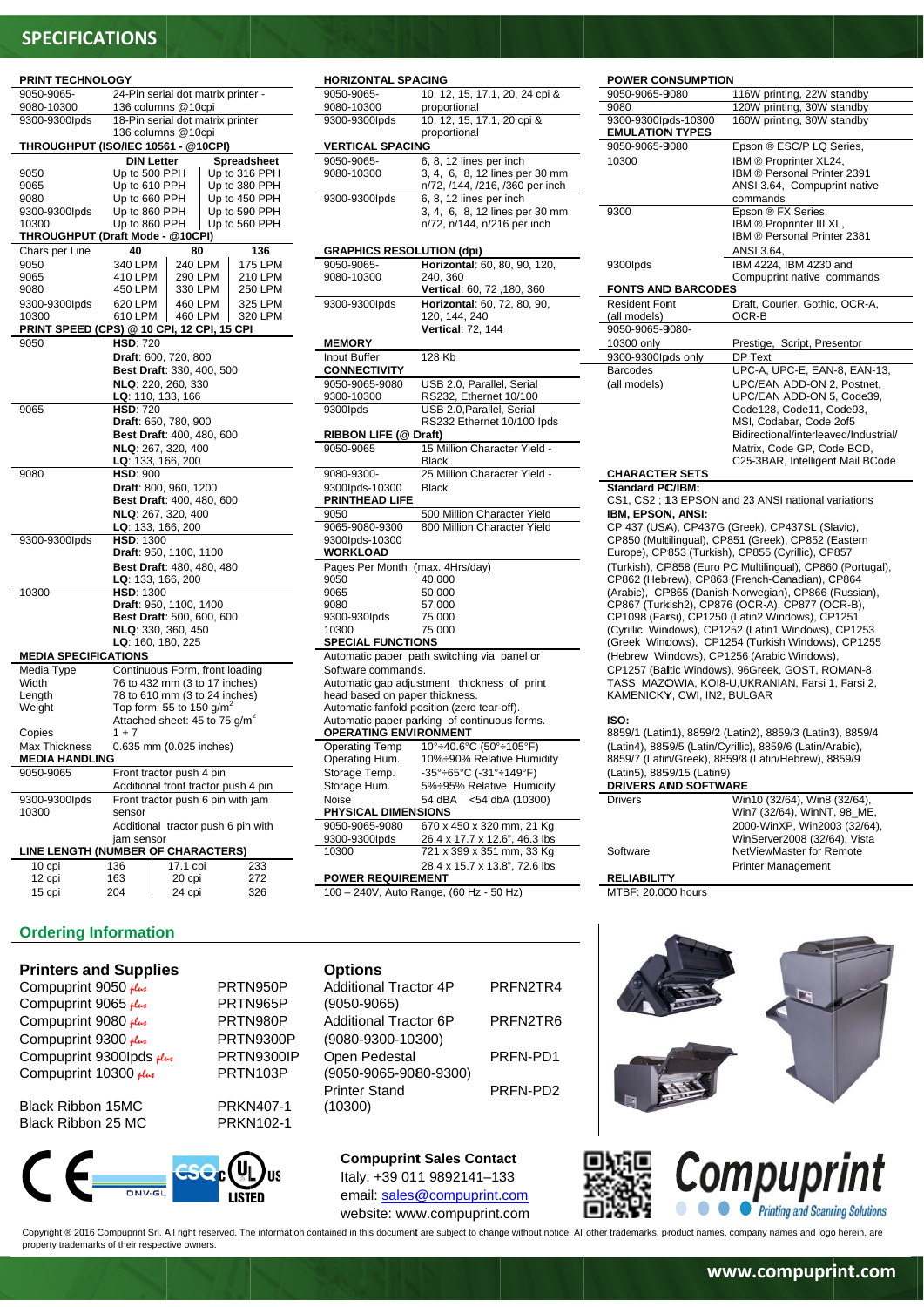# SPECIFICATIONS

## PRINT TECHNOLOGY

| | |
|---|---|
| 9050-9065-9080-10300 | 24-Pin serial dot matrix printer - 136 columns @10cpi |
| 9300-9300Ipds | 18-Pin serial dot matrix printer 136 columns @10cpi |

## THROUGHPUT (ISO/IEC 10561 - @10CPI)

| | DIN Letter | Spreadsheet |
|---|---|---|
| 9050 | Up to 500 PPH | Up to 316 PPH |
| 9065 | Up to 610 PPH | Up to 380 PPH |
| 9080 | Up to 660 PPH | Up to 450 PPH |
| 9300-9300Ipds | Up to 860 PPH | Up to 590 PPH |
| 10300 | Up to 860 PPH | Up to 560 PPH |

## THROUGHPUT (Draft Mode - @10CPI)

| Chars per Line | 40 | 80 | 136 |
|---|---|---|---|
| 9050 | 340 LPM | 240 LPM | 175 LPM |
| 9065 | 410 LPM | 290 LPM | 210 LPM |
| 9080 | 450 LPM | 330 LPM | 250 LPM |
| 9300-9300Ipds | 620 LPM | 460 LPM | 325 LPM |
| 10300 | 610 LPM | 460 LPM | 320 LPM |

## PRINT SPEED (CPS) @ 10 CPI, 12 CPI, 15 CPI

| | |
|---|---|
| 9050 | **HSD**: 720<br>**Draft**: 600, 720, 800<br>**Best Draft**: 330, 400, 500<br>**NLQ**: 220, 260, 330<br>**LQ**: 110, 133, 166 |
| 9065 | **HSD**: 720<br>**Draft**: 650, 780, 900<br>**Best Draft**: 400, 480, 600<br>**NLQ**: 267, 320, 400<br>**LQ**: 133, 166, 200 |
| 9080 | **HSD**: 900<br>**Draft**: 800, 960, 1200<br>**Best Draft**: 400, 480, 600<br>**NLQ**: 267, 320, 400<br>**LQ**: 133, 166, 200 |
| 9300-9300Ipds | **HSD**: 1300<br>**Draft**: 950, 1100, 1100<br>**Best Draft**: 480, 480, 480<br>**LQ**: 133, 166, 200 |
| 10300 | **HSD**: 1300<br>**Draft**: 950, 1100, 1400<br>**Best Draft**: 500, 600, 600<br>**NLQ**: 330, 360, 450<br>**LQ**: 160, 180, 225 |

## MEDIA SPECIFICATIONS

| | |
|---|---|
| Media Type | Continuous Form, front loading |
| Width | 76 to 432 mm (3 to 17 inches) |
| Length | 78 to 610 mm (3 to 24 inches) |
| Weight | Top form: 55 to 150 g/m$^2$<br>Attached sheet: 45 to 75 g/m$^2$ |
| Copies | 1 + 7 |
| Max Thickness | 0.635 mm (0.025 inches) |

## MEDIA HANDLING

| | |
|---|---|
| 9050-9065 | Front tractor push 4 pin<br>Additional front tractor push 4 pin |
| 9300-9300Ipds 10300 | Front tractor push 6 pin with jam sensor<br>Additional tractor push 6 pin with jam sensor |

## LINE LENGTH (NUMBER OF CHARACTERS)

| | | | |
|---|---|---|---|
| 10 cpi | 136 | 17.1 cpi | 233 |
| 12 cpi | 163 | 20 cpi | 272 |
| 15 cpi | 204 | 24 cpi | 326 |

## HORIZONTAL SPACING

| | |
|---|---|
| 9050-9065-9080-10300 | 10, 12, 15, 17.1, 20, 24 cpi & proportional |
| 9300-9300Ipds | 10, 12, 15, 17.1, 20 cpi & proportional |

## VERTICAL SPACING

| | |
|---|---|
| 9050-9065-9080-10300 | 6, 8, 12 lines per inch<br>3, 4, 6, 8, 12 lines per 30 mm<br>n/72, /144, /216, /360 per inch |
| 9300-9300Ipds | 6, 8, 12 lines per inch<br>3, 4, 6, 8, 12 lines per 30 mm<br>n/72, n/144, n/216 per inch |

## GRAPHICS RESOLUTION (dpi)

| | |
|---|---|
| 9050-9065-9080-10300 | **Horizontal**: 60, 80, 90, 120, 240, 360<br>**Vertical**: 60, 72 ,180, 360 |
| 9300-9300Ipds | **Horizontal**: 60, 72, 80, 90, 120, 144, 240<br>**Vertical**: 72, 144 |

## MEMORY

| | |
|---|---|
| Input Buffer | 128 Kb |

## CONNECTIVITY

| | |
|---|---|
| 9050-9065-9080 9300-10300 | USB 2.0, Parallel, Serial RS232, Ethernet 10/100 |
| 9300Ipds | USB 2.0,Parallel, Serial RS232 Ethernet 10/100 Ipds |

## RIBBON LIFE (@ Draft)

| | |
|---|---|
| 9050-9065 | 15 Million Character Yield - Black |
| 9080-9300-9300Ipds-10300 | 25 Million Character Yield - Black |

## PRINTHEAD LIFE

| | |
|---|---|
| 9050 | 500 Million Character Yield |
| 9065-9080-9300 9300Ipds-10300 | 800 Million Character Yield |

## WORKLOAD

| Pages Per Month (max. 4Hrs/day) | |
|---|---|
| 9050 | 40.000 |
| 9065 | 50.000 |
| 9080 | 57.000 |
| 9300-930Ipds | 75.000 |
| 10300 | 75.000 |

## SPECIAL FUNCTIONS

Automatic paper path switching via panel or Software commands.
Automatic gap adjustment thickness of print head based on paper thickness.
Automatic fanfold position (zero tear-off).
Automatic paper parking of continuous forms.

## OPERATING ENVIRONMENT

| | |
|---|---|
| Operating Temp | 10°÷40.6°C (50°÷105°F) |
| Operating Hum. | 10%÷90% Relative Humidity |
| Storage Temp. | -35°÷65°C (-31°÷149°F) |
| Storage Hum. | 5%÷95% Relative Humidity |
| Noise | 54 dBA <54 dbA (10300) |

## PHYSICAL DIMENSIONS

| | |
|---|---|
| 9050-9065-9080 | 670 x 450 x 320 mm, 21 Kg |
| 9300-9300Ipds | 26.4 x 17.7 x 12.6", 46.3 lbs |
| 10300 | 721 x 399 x 351 mm, 33 Kg<br>28.4 x 15.7 x 13.8", 72.6 lbs |

## POWER REQUIREMENT

100 – 240V, Auto Range, (60 Hz - 50 Hz)

## POWER CONSUMPTION

| | |
|---|---|
| 9050-9065-9080 | 116W printing, 22W standby |
| 9080 | 120W printing, 30W standby |
| 9300-9300Ipds-10300 | 160W printing, 30W standby |

## EMULATION TYPES

| | |
|---|---|
| 9050-9065-9080 | Epson ® ESC/P LQ Series, |
| 10300 | IBM ® Proprinter XL24, IBM ® Personal Printer 2391 ANSI 3.64, Compuprint native commands |
| 9300 | Epson ® FX Series, IBM ® Proprinter III XL, IBM ® Personal Printer 2381 ANSI 3.64, |
| 9300Ipds | IBM 4224, IBM 4230 and Compuprint native commands |

## FONTS AND BARCODES

| | |
|---|---|
| Resident Font (all models) | Draft, Courier, Gothic, OCR-A, OCR-B |
| 9050-9065-9080-10300 only | Prestige, Script, Presentor |
| 9300-9300Ipds only | DP Text |
| Barcodes (all models) | UPC-A, UPC-E, EAN-8, EAN-13, UPC/EAN ADD-ON 2, Postnet, UPC/EAN ADD-ON 5, Code39, Code128, Code11, Code93, MSI, Codabar, Code 2of5 Bidirectional/interleaved/Industrial/ Matrix, Code GP, Code BCD, C25-3BAR, Intelligent Mail BCode |

## CHARACTER SETS

**Standard PC/IBM:**
CS1, CS2 ; 13 EPSON and 23 ANSI national variations

**IBM, EPSON, ANSI:**
CP 437 (USA), CP437G (Greek), CP437SL (Slavic), CP850 (Multilingual), CP851 (Greek), CP852 (Eastern Europe), CP853 (Turkish), CP855 (Cyrillic), CP857 (Turkish), CP858 (Euro PC Multilingual), CP860 (Portugal), CP862 (Hebrew), CP863 (French-Canadian), CP864 (Arabic), CP865 (Danish-Norwegian), CP866 (Russian), CP867 (Turkish2), CP876 (OCR-A), CP877 (OCR-B), CP1098 (Farsi), CP1250 (Latin2 Windows), CP1251 (Cyrillic Windows), CP1252 (Latin1 Windows), CP1253 (Greek Windows), CP1254 (Turkish Windows), CP1255 (Hebrew Windows), CP1256 (Arabic Windows), CP1257 (Baltic Windows), 96Greek, GOST, ROMAN-8, TASS, MAZOWIA, KOI8-U,UKRANIAN, Farsi 1, Farsi 2, KAMENICKY, CWI, IN2, BULGAR

**ISO:**
8859/1 (Latin1), 8859/2 (Latin2), 8859/3 (Latin3), 8859/4 (Latin4), 8859/5 (Latin/Cyrillic), 8859/6 (Latin/Arabic), 8859/7 (Latin/Greek), 8859/8 (Latin/Hebrew), 8859/9 (Latin5), 8859/15 (Latin9)

## DRIVERS AND SOFTWARE

| | |
|---|---|
| Drivers | Win10 (32/64), Win8 (32/64), Win7 (32/64), WinNT, 98_ME, 2000-WinXP, Win2003 (32/64), WinServer2008 (32/64), Vista |
| Software | NetViewMaster for Remote Printer Management |

## RELIABILITY

MTBF: 20.000 hours

## Ordering Information

### Printers and Supplies

| | |
|---|---|
| Compuprint 9050 plus | PRTN950P |
| Compuprint 9065 plus | PRTN965P |
| Compuprint 9080 plus | PRTN980P |
| Compuprint 9300 plus | PRTN9300P |
| Compuprint 9300Ipds plus | PRTN9300IP |
| Compuprint 10300 plus | PRTN103P |
| Black Ribbon 15MC | PRKN407-1 |
| Black Ribbon 25 MC | PRKN102-1 |

### Options

| | |
|---|---|
| Additional Tractor 4P (9050-9065) | PRFN2TR4 |
| Additional Tractor 6P (9080-9300-10300) | PRFN2TR6 |
| Open Pedestal (9050-9065-9080-9300) | PRFN-PD1 |
| Printer Stand (10300) | PRFN-PD2 |

**Compuprint Sales Contact**
Italy: +39 011 9892141–133
email: sales@compuprint.com
website: www.compuprint.com

Compuprint — Printing and Scanning Solutions

Copyright ® 2016 Compuprint Srl. All right reserved. The information contained in this document are subject to change without notice. All other trademarks, product names, company names and logo herein, are property trademarks of their respective owners.

www.compuprint.com